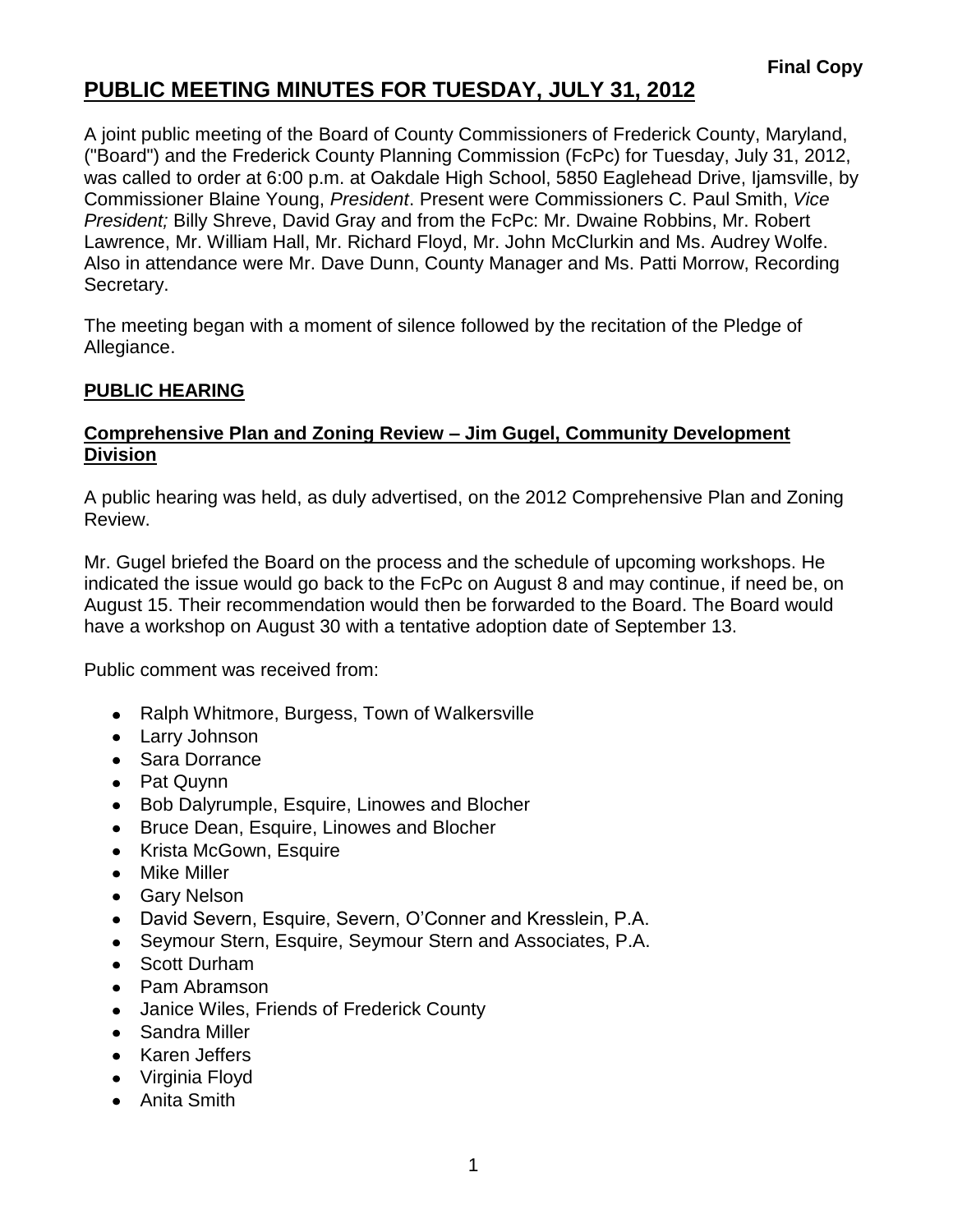**Final Copy**

# PUBLIC MEETING MINUTES FOR TUESDAY, JULY 31, 2012

A joint public meeting of the Board of County Commissioners of Frederick County, Maryland, ("Board") and the Frederick County Planning Commission (FcPc) for Tuesday, July 31, 2012, was called to order at 6:00 p.m. at Oakdale High School, 5850 Eaglehead Drive, Ijamsville, by Commissioner Blaine Young, *President*. Present were Commissioners C. Paul Smith, *Vice President;* Billy Shreve, David Gray and from the FcPc: Mr. Dwaine Robbins, Mr. Robert Lawrence, Mr. William Hall, Mr. Richard Floyd, Mr. John McClurkin and Ms. Audrey Wolfe. Also in attendance were Mr. Dave Dunn, County Manager and Ms. Patti Morrow, Recording Secretary.

The meeting began with a moment of silence followed by the recitation of the Pledge of Allegiance.

## PUBLIC HEARING

### Comprehensive Plan and Zoning Review – Jim Gugel, Community Development Division

A public hearing was held, as duly advertised, on the 2012 Comprehensive Plan and Zoning Review.

Mr. Gugel briefed the Board on the process and the schedule of upcoming workshops. He indicated the issue would go back to the FcPc on August 8 and may continue, if need be, on August 15. Their recommendation would then be forwarded to the Board. The Board would have a workshop on August 30 with a tentative adoption date of September 13.

Public comment was received from:

- Ralph Whitmore, Burgess, Town of Walkersville
- Larry Johnson
- Sara Dorrance
- Pat Quynn
- Bob Dalyrumple, Esquire, Linowes and Blocher
- Bruce Dean, Esquire, Linowes and Blocher
- Krista McGown, Esquire
- Mike Miller
- Gary Nelson
- David Severn, Esquire, Severn, O'Conner and Kresslein, P.A.
- Seymour Stern, Esquire, Seymour Stern and Associates, P.A.
- Scott Durham
- Pam Abramson
- Janice Wiles, Friends of Frederick County
- Sandra Miller
- Karen Jeffers
- Virginia Floyd
- Anita Smith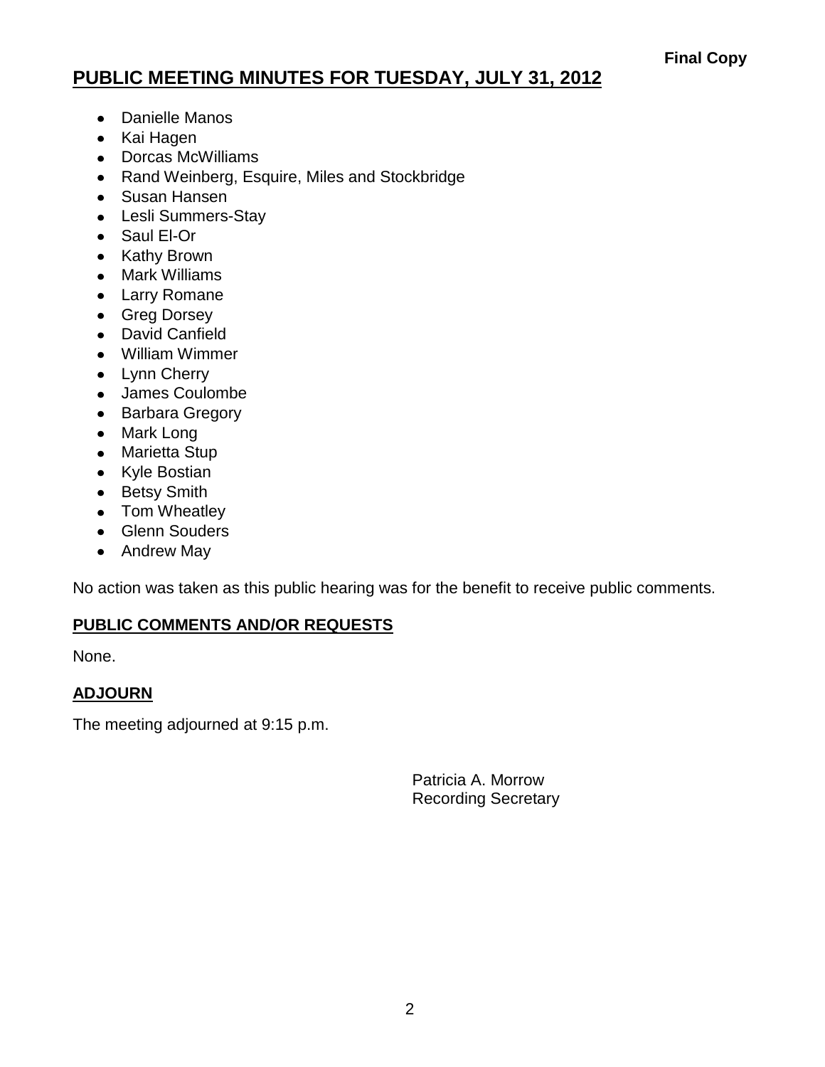**Final Copy**

# PUBLIC MEETING MINUTES FOR TUESDAY, JULY 31, 2012

- Danielle Manos
- Kai Hagen
- Dorcas McWilliams
- Rand Weinberg, Esquire, Miles and Stockbridge
- Susan Hansen
- Lesli Summers-Stay
- Saul El-Or
- Kathy Brown
- Mark Williams
- Larry Romane
- Greg Dorsey
- David Canfield
- William Wimmer
- Lynn Cherry
- James Coulombe
- Barbara Gregory
- Mark Long
- Marietta Stup
- Kyle Bostian
- Betsy Smith
- Tom Wheatley
- Glenn Souders
- Andrew May

No action was taken as this public hearing was for the benefit to receive public comments.

## PUBLIC COMMENTS AND/OR REQUESTS

None.

## ADJOURN

The meeting adjourned at 9:15 p.m.

Patricia A. Morrow
Recording Secretary